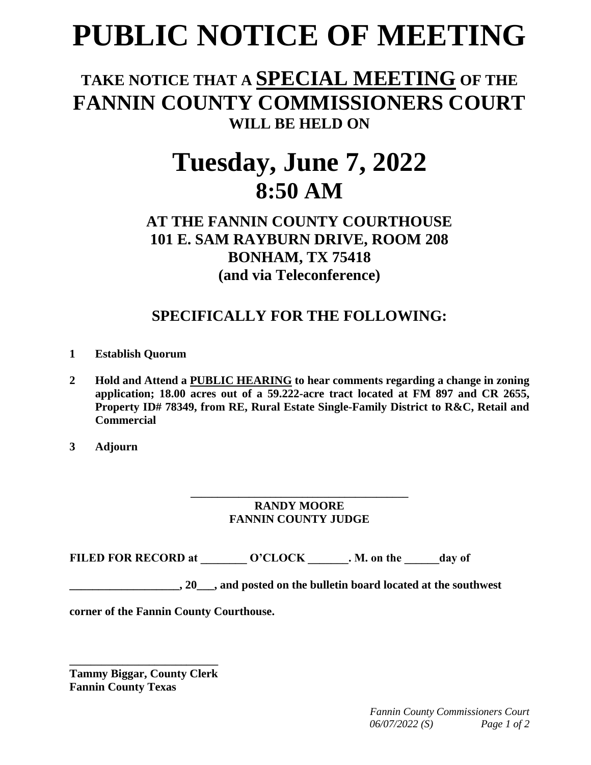# PUBLIC NOTICE OF MEETING

## TAKE NOTICE THAT A SPECIAL MEETING OF THE FANNIN COUNTY COMMISSIONERS COURT WILL BE HELD ON

# Tuesday, June 7, 2022
# 8:50 AM

### AT THE FANNIN COUNTY COURTHOUSE
### 101 E. SAM RAYBURN DRIVE, ROOM 208
### BONHAM, TX 75418
### (and via Teleconference)

## SPECIFICALLY FOR THE FOLLOWING:

**1 Establish Quorum**

**2 Hold and Attend a PUBLIC HEARING to hear comments regarding a change in zoning application; 18.00 acres out of a 59.222-acre tract located at FM 897 and CR 2655, Property ID# 78349, from RE, Rural Estate Single-Family District to R&C, Retail and Commercial**

**3 Adjourn**

_______________________________________
**RANDY MOORE**
**FANNIN COUNTY JUDGE**

**FILED FOR RECORD at ________ O'CLOCK _______. M. on the ______day of ___________________, 20___, and posted on the bulletin board located at the southwest corner of the Fannin County Courthouse.**

_________________________
**Tammy Biggar, County Clerk**
**Fannin County Texas**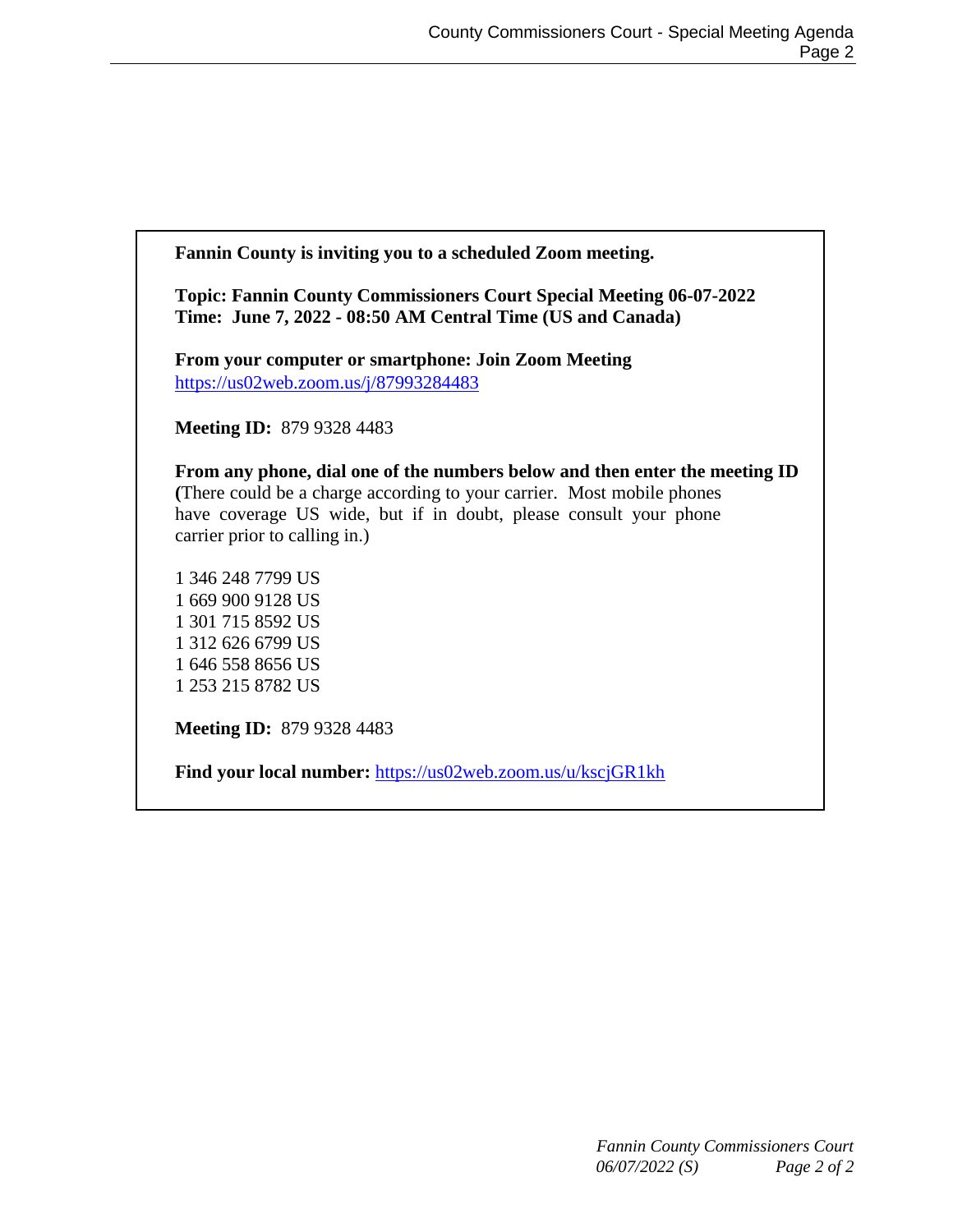**Fannin County is inviting you to a scheduled Zoom meeting.**

**Topic: Fannin County Commissioners Court Special Meeting 06-07-2022**
**Time: June 7, 2022 - 08:50 AM Central Time (US and Canada)**

**From your computer or smartphone: Join Zoom Meeting**
https://us02web.zoom.us/j/87993284483

**Meeting ID:** 879 9328 4483

**From any phone, dial one of the numbers below and then enter the meeting ID** **(**There could be a charge according to your carrier. Most mobile phones have coverage US wide, but if in doubt, please consult your phone carrier prior to calling in.)

1 346 248 7799 US
1 669 900 9128 US
1 301 715 8592 US
1 312 626 6799 US
1 646 558 8656 US
1 253 215 8782 US

**Meeting ID:** 879 9328 4483

**Find your local number:** https://us02web.zoom.us/u/kscjGR1kh